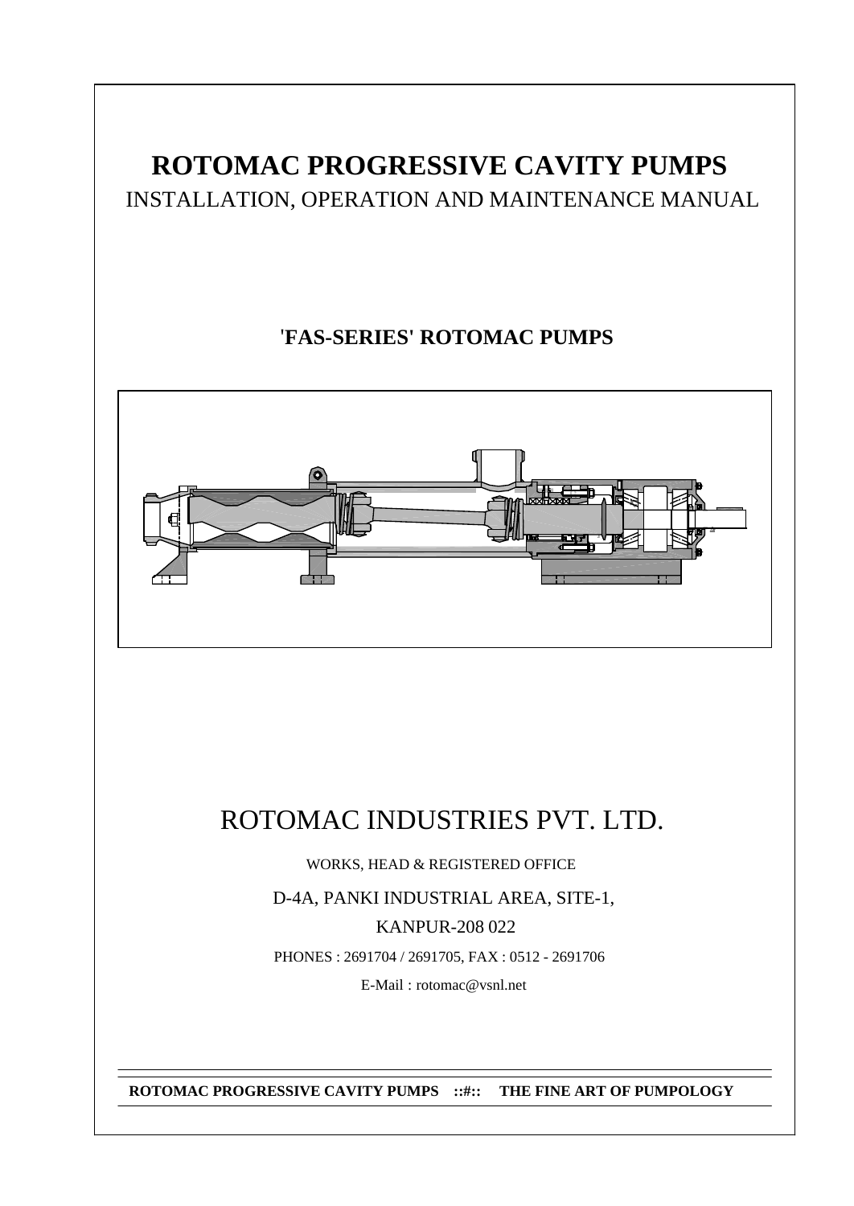# ROTOMAC PROGRESSIVE CAVITY PUMPS

INSTALLATION, OPERATION AND MAINTENANCE MANUAL

## 'FAS-SERIES' ROTOMAC PUMPS

# ROTOMAC INDUSTRIES PVT. LTD.

WORKS, HEAD & REGISTERED OFFICE

D-4A, PANKI INDUSTRIAL AREA, SITE-1,

KANPUR-208 022

PHONES : 2691704 / 2691705, FAX : 0512 - 2691706

E-Mail : rotomac@vsnl.net

**ROTOMAC PROGRESSIVE CAVITY PUMPS ::#:: THE FINE ART OF PUMPOLOGY**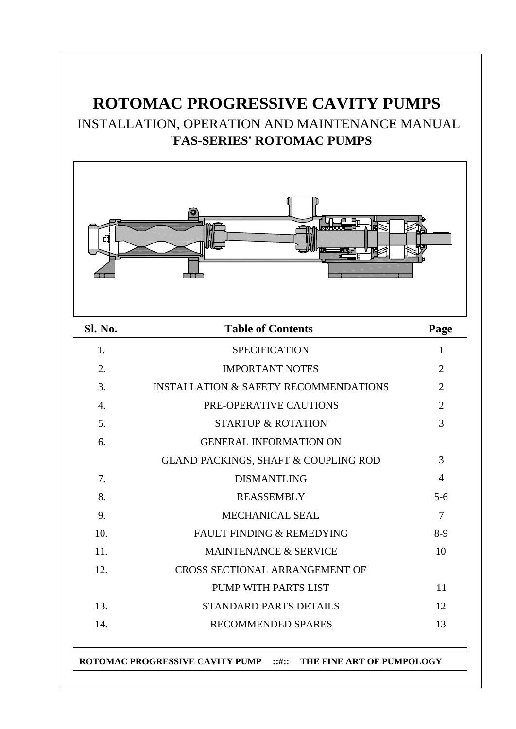# ROTOMAC PROGRESSIVE CAVITY PUMPS

## INSTALLATION, OPERATION AND MAINTENANCE MANUAL

## 'FAS-SERIES' ROTOMAC PUMPS

| Sl. No. | Table of Contents | Page |
|---|---|---|
| 1. | SPECIFICATION | 1 |
| 2. | IMPORTANT NOTES | 2 |
| 3. | INSTALLATION & SAFETY RECOMMENDATIONS | 2 |
| 4. | PRE-OPERATIVE CAUTIONS | 2 |
| 5. | STARTUP & ROTATION | 3 |
| 6. | GENERAL INFORMATION ON GLAND PACKINGS, SHAFT & COUPLING ROD | 3 |
| 7. | DISMANTLING | 4 |
| 8. | REASSEMBLY | 5-6 |
| 9. | MECHANICAL SEAL | 7 |
| 10. | FAULT FINDING & REMEDYING | 8-9 |
| 11. | MAINTENANCE & SERVICE | 10 |
| 12. | CROSS SECTIONAL ARRANGEMENT OF PUMP WITH PARTS LIST | 11 |
| 13. | STANDARD PARTS DETAILS | 12 |
| 14. | RECOMMENDED SPARES | 13 |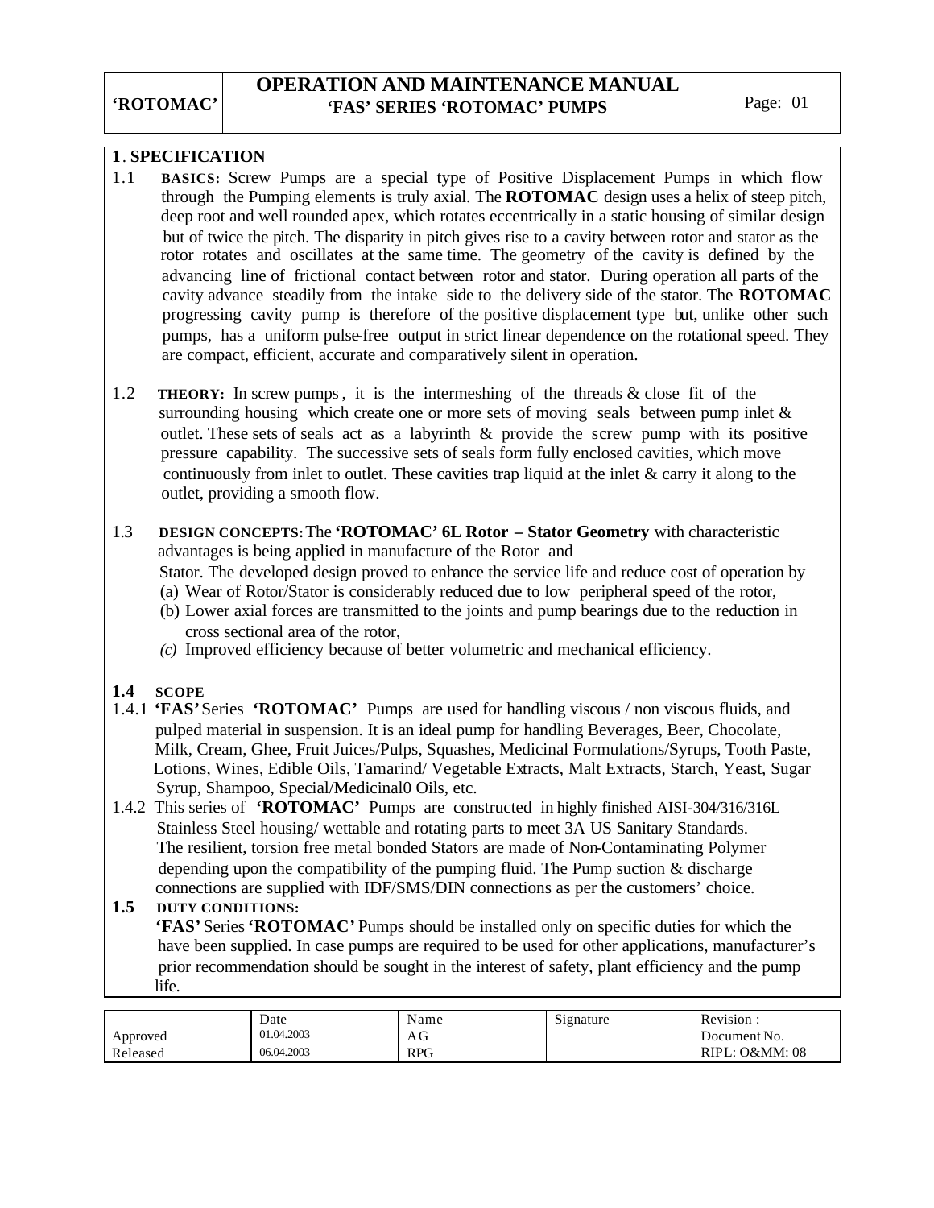## 1. SPECIFICATION

1.1 **BASICS:** Screw Pumps are a special type of Positive Displacement Pumps in which flow through the Pumping elements is truly axial. The **ROTOMAC** design uses a helix of steep pitch, deep root and well rounded apex, which rotates eccentrically in a static housing of similar design but of twice the pitch. The disparity in pitch gives rise to a cavity between rotor and stator as the rotor rotates and oscillates at the same time. The geometry of the cavity is defined by the advancing line of frictional contact between rotor and stator. During operation all parts of the cavity advance steadily from the intake side to the delivery side of the stator. The **ROTOMAC** progressing cavity pump is therefore of the positive displacement type but, unlike other such pumps, has a uniform pulse-free output in strict linear dependence on the rotational speed. They are compact, efficient, accurate and comparatively silent in operation.

1.2 **THEORY:** In screw pumps, it is the intermeshing of the threads & close fit of the surrounding housing which create one or more sets of moving seals between pump inlet & outlet. These sets of seals act as a labyrinth & provide the screw pump with its positive pressure capability. The successive sets of seals form fully enclosed cavities, which move continuously from inlet to outlet. These cavities trap liquid at the inlet & carry it along to the outlet, providing a smooth flow.

1.3 **DESIGN CONCEPTS:** The **'ROTOMAC' 6L Rotor – Stator Geometry** with characteristic advantages is being applied in manufacture of the Rotor and Stator. The developed design proved to enhance the service life and reduce cost of operation by

(a) Wear of Rotor/Stator is considerably reduced due to low peripheral speed of the rotor,
(b) Lower axial forces are transmitted to the joints and pump bearings due to the reduction in cross sectional area of the rotor,
*(c)* Improved efficiency because of better volumetric and mechanical efficiency.

**1.4 SCOPE**

1.4.1 **'FAS'** Series **'ROTOMAC'** Pumps are used for handling viscous / non viscous fluids, and pulped material in suspension. It is an ideal pump for handling Beverages, Beer, Chocolate, Milk, Cream, Ghee, Fruit Juices/Pulps, Squashes, Medicinal Formulations/Syrups, Tooth Paste, Lotions, Wines, Edible Oils, Tamarind/ Vegetable Extracts, Malt Extracts, Starch, Yeast, Sugar Syrup, Shampoo, Special/Medicinal0 Oils, etc.

1.4.2 This series of **'ROTOMAC'** Pumps are constructed in highly finished AISI-304/316/316L Stainless Steel housing/ wettable and rotating parts to meet 3A US Sanitary Standards. The resilient, torsion free metal bonded Stators are made of Non-Contaminating Polymer depending upon the compatibility of the pumping fluid. The Pump suction & discharge connections are supplied with IDF/SMS/DIN connections as per the customers' choice.

**1.5 DUTY CONDITIONS:**

**'FAS'** Series **'ROTOMAC'** Pumps should be installed only on specific duties for which the have been supplied. In case pumps are required to be used for other applications, manufacturer's prior recommendation should be sought in the interest of safety, plant efficiency and the pump life.

| | Date | Name | Signature | Revision : |
|---|---|---|---|---|
| Approved | 01.04.2003 | AG | | Document No. |
| Released | 06.04.2003 | RPG | | RIPL: O&MM: 08 |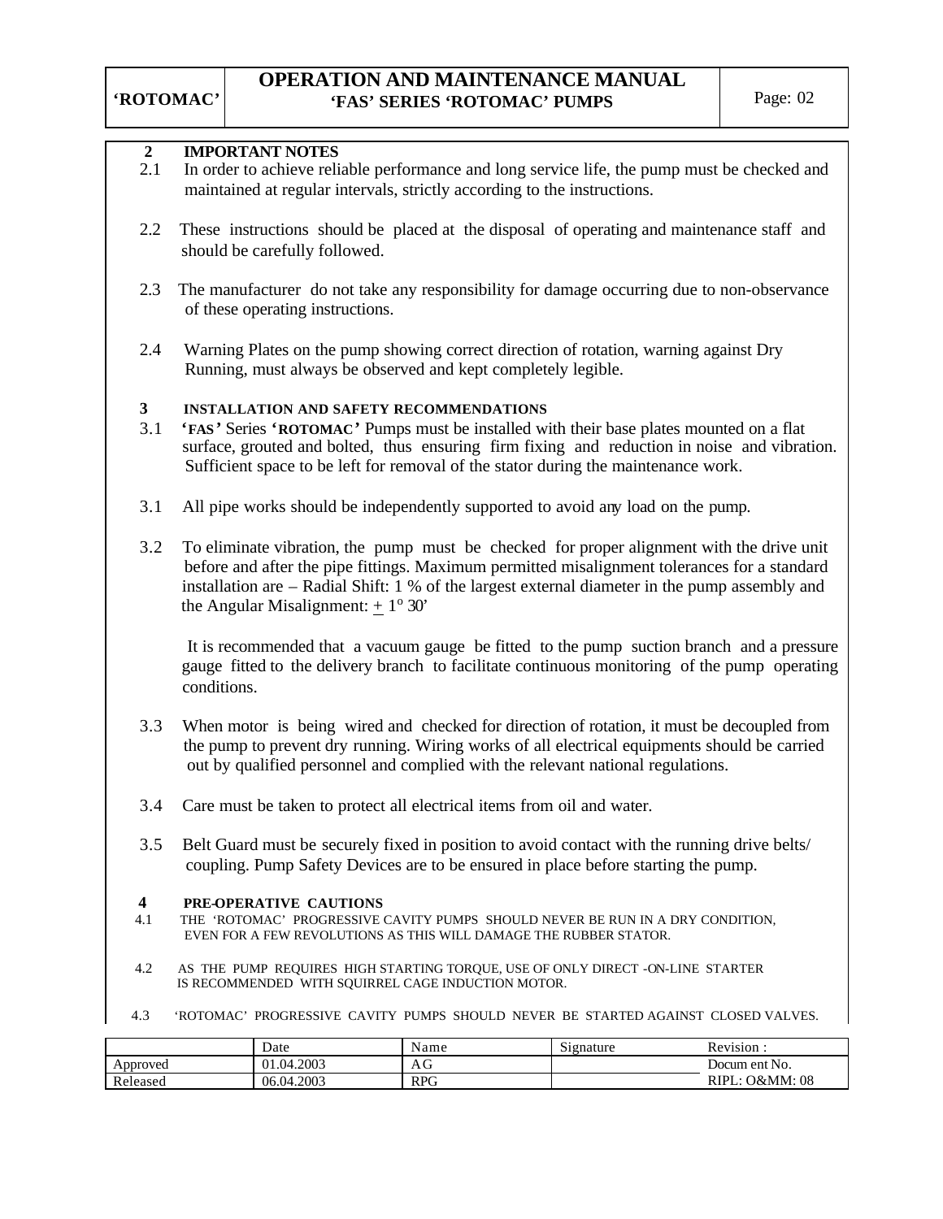## 2 IMPORTANT NOTES

2.1 In order to achieve reliable performance and long service life, the pump must be checked and maintained at regular intervals, strictly according to the instructions.

2.2 These instructions should be placed at the disposal of operating and maintenance staff and should be carefully followed.

2.3 The manufacturer do not take any responsibility for damage occurring due to non-observance of these operating instructions.

2.4 Warning Plates on the pump showing correct direction of rotation, warning against Dry Running, must always be observed and kept completely legible.

## 3 INSTALLATION AND SAFETY RECOMMENDATIONS

3.1 **'FAS'** Series **'ROTOMAC'** Pumps must be installed with their base plates mounted on a flat surface, grouted and bolted, thus ensuring firm fixing and reduction in noise and vibration. Sufficient space to be left for removal of the stator during the maintenance work.

3.1 All pipe works should be independently supported to avoid any load on the pump.

3.2 To eliminate vibration, the pump must be checked for proper alignment with the drive unit before and after the pipe fittings. Maximum permitted misalignment tolerances for a standard installation are – Radial Shift: 1 % of the largest external diameter in the pump assembly and the Angular Misalignment: $\pm$ 1° 30'

It is recommended that a vacuum gauge be fitted to the pump suction branch and a pressure gauge fitted to the delivery branch to facilitate continuous monitoring of the pump operating conditions.

3.3 When motor is being wired and checked for direction of rotation, it must be decoupled from the pump to prevent dry running. Wiring works of all electrical equipments should be carried out by qualified personnel and complied with the relevant national regulations.

3.4 Care must be taken to protect all electrical items from oil and water.

3.5 Belt Guard must be securely fixed in position to avoid contact with the running drive belts/ coupling. Pump Safety Devices are to be ensured in place before starting the pump.

## 4 PRE-OPERATIVE CAUTIONS

4.1 THE 'ROTOMAC' PROGRESSIVE CAVITY PUMPS SHOULD NEVER BE RUN IN A DRY CONDITION, EVEN FOR A FEW REVOLUTIONS AS THIS WILL DAMAGE THE RUBBER STATOR.

4.2 AS THE PUMP REQUIRES HIGH STARTING TORQUE, USE OF ONLY DIRECT -ON-LINE STARTER IS RECOMMENDED WITH SQUIRREL CAGE INDUCTION MOTOR.

4.3 'ROTOMAC' PROGRESSIVE CAVITY PUMPS SHOULD NEVER BE STARTED AGAINST CLOSED VALVES.

| | Date | Name | Signature | Revision : |
|---|---|---|---|---|
| Approved | 01.04.2003 | AG | | Docum ent No. |
| Released | 06.04.2003 | RPG | | RIPL: O&MM: 08 |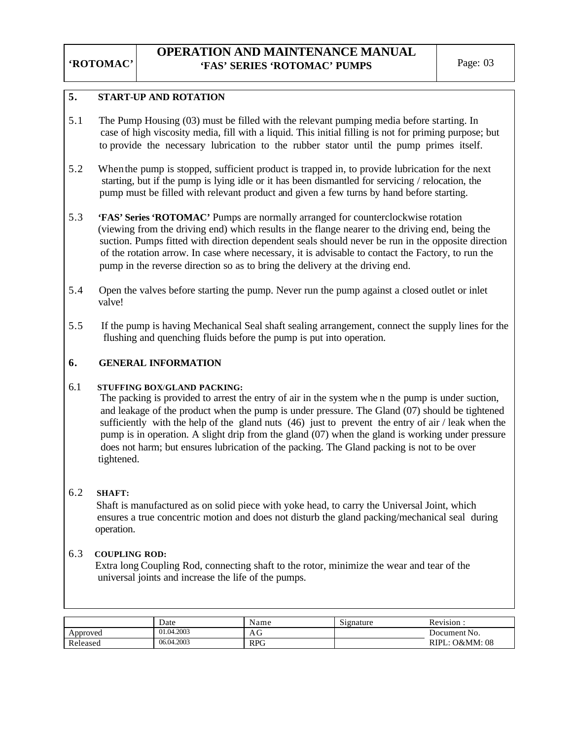## 5. START-UP AND ROTATION

5.1 The Pump Housing (03) must be filled with the relevant pumping media before starting. In case of high viscosity media, fill with a liquid. This initial filling is not for priming purpose; but to provide the necessary lubrication to the rubber stator until the pump primes itself.

5.2 When the pump is stopped, sufficient product is trapped in, to provide lubrication for the next starting, but if the pump is lying idle or it has been dismantled for servicing / relocation, the pump must be filled with relevant product and given a few turns by hand before starting.

5.3 **'FAS' Series 'ROTOMAC'** Pumps are normally arranged for counterclockwise rotation (viewing from the driving end) which results in the flange nearer to the driving end, being the suction. Pumps fitted with direction dependent seals should never be run in the opposite direction of the rotation arrow. In case where necessary, it is advisable to contact the Factory, to run the pump in the reverse direction so as to bring the delivery at the driving end.

5.4 Open the valves before starting the pump. Never run the pump against a closed outlet or inlet valve!

5.5 If the pump is having Mechanical Seal shaft sealing arrangement, connect the supply lines for the flushing and quenching fluids before the pump is put into operation.

## 6. GENERAL INFORMATION

### 6.1 STUFFING BOX/GLAND PACKING:

The packing is provided to arrest the entry of air in the system whe n the pump is under suction, and leakage of the product when the pump is under pressure. The Gland (07) should be tightened sufficiently with the help of the gland nuts (46) just to prevent the entry of air / leak when the pump is in operation. A slight drip from the gland (07) when the gland is working under pressure does not harm; but ensures lubrication of the packing. The Gland packing is not to be over tightened.

### 6.2 SHAFT:

Shaft is manufactured as on solid piece with yoke head, to carry the Universal Joint, which ensures a true concentric motion and does not disturb the gland packing/mechanical seal during operation.

### 6.3 COUPLING ROD:

Extra long Coupling Rod, connecting shaft to the rotor, minimize the wear and tear of the universal joints and increase the life of the pumps.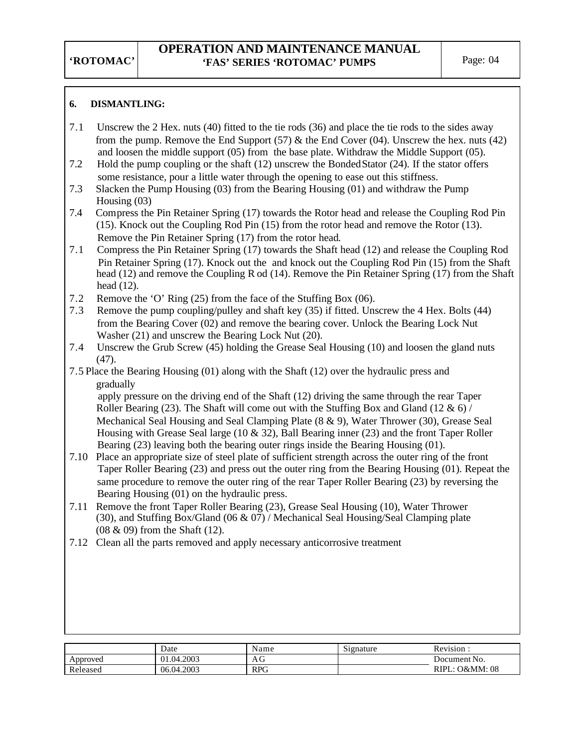## 6. DISMANTLING:

7.1 Unscrew the 2 Hex. nuts (40) fitted to the tie rods (36) and place the tie rods to the sides away from the pump. Remove the End Support (57) & the End Cover (04). Unscrew the hex. nuts (42) and loosen the middle support (05) from the base plate. Withdraw the Middle Support (05).

7.2 Hold the pump coupling or the shaft (12) unscrew the Bonded Stator (24). If the stator offers some resistance, pour a little water through the opening to ease out this stiffness.

7.3 Slacken the Pump Housing (03) from the Bearing Housing (01) and withdraw the Pump Housing (03)

7.4 Compress the Pin Retainer Spring (17) towards the Rotor head and release the Coupling Rod Pin (15). Knock out the Coupling Rod Pin (15) from the rotor head and remove the Rotor (13). Remove the Pin Retainer Spring (17) from the rotor head.

7.1 Compress the Pin Retainer Spring (17) towards the Shaft head (12) and release the Coupling Rod Pin Retainer Spring (17). Knock out the and knock out the Coupling Rod Pin (15) from the Shaft head (12) and remove the Coupling R od (14). Remove the Pin Retainer Spring (17) from the Shaft head (12).

7.2 Remove the 'O' Ring (25) from the face of the Stuffing Box (06).

7.3 Remove the pump coupling/pulley and shaft key (35) if fitted. Unscrew the 4 Hex. Bolts (44) from the Bearing Cover (02) and remove the bearing cover. Unlock the Bearing Lock Nut Washer (21) and unscrew the Bearing Lock Nut (20).

7.4 Unscrew the Grub Screw (45) holding the Grease Seal Housing (10) and loosen the gland nuts (47).

7.5 Place the Bearing Housing (01) along with the Shaft (12) over the hydraulic press and gradually apply pressure on the driving end of the Shaft (12) driving the same through the rear Taper Roller Bearing (23). The Shaft will come out with the Stuffing Box and Gland (12 & 6) / Mechanical Seal Housing and Seal Clamping Plate (8 & 9), Water Thrower (30), Grease Seal Housing with Grease Seal large (10 & 32), Ball Bearing inner (23) and the front Taper Roller Bearing (23) leaving both the bearing outer rings inside the Bearing Housing (01).

7.10 Place an appropriate size of steel plate of sufficient strength across the outer ring of the front Taper Roller Bearing (23) and press out the outer ring from the Bearing Housing (01). Repeat the same procedure to remove the outer ring of the rear Taper Roller Bearing (23) by reversing the Bearing Housing (01) on the hydraulic press.

7.11 Remove the front Taper Roller Bearing (23), Grease Seal Housing (10), Water Thrower (30), and Stuffing Box/Gland (06 & 07) / Mechanical Seal Housing/Seal Clamping plate (08 & 09) from the Shaft (12).

7.12 Clean all the parts removed and apply necessary anticorrosive treatment

| | Date | Name | Signature | Revision : |
|---|---|---|---|---|
| Approved | 01.04.2003 | AG | | Document No. |
| Released | 06.04.2003 | RPG | | RIPL: O&MM: 08 |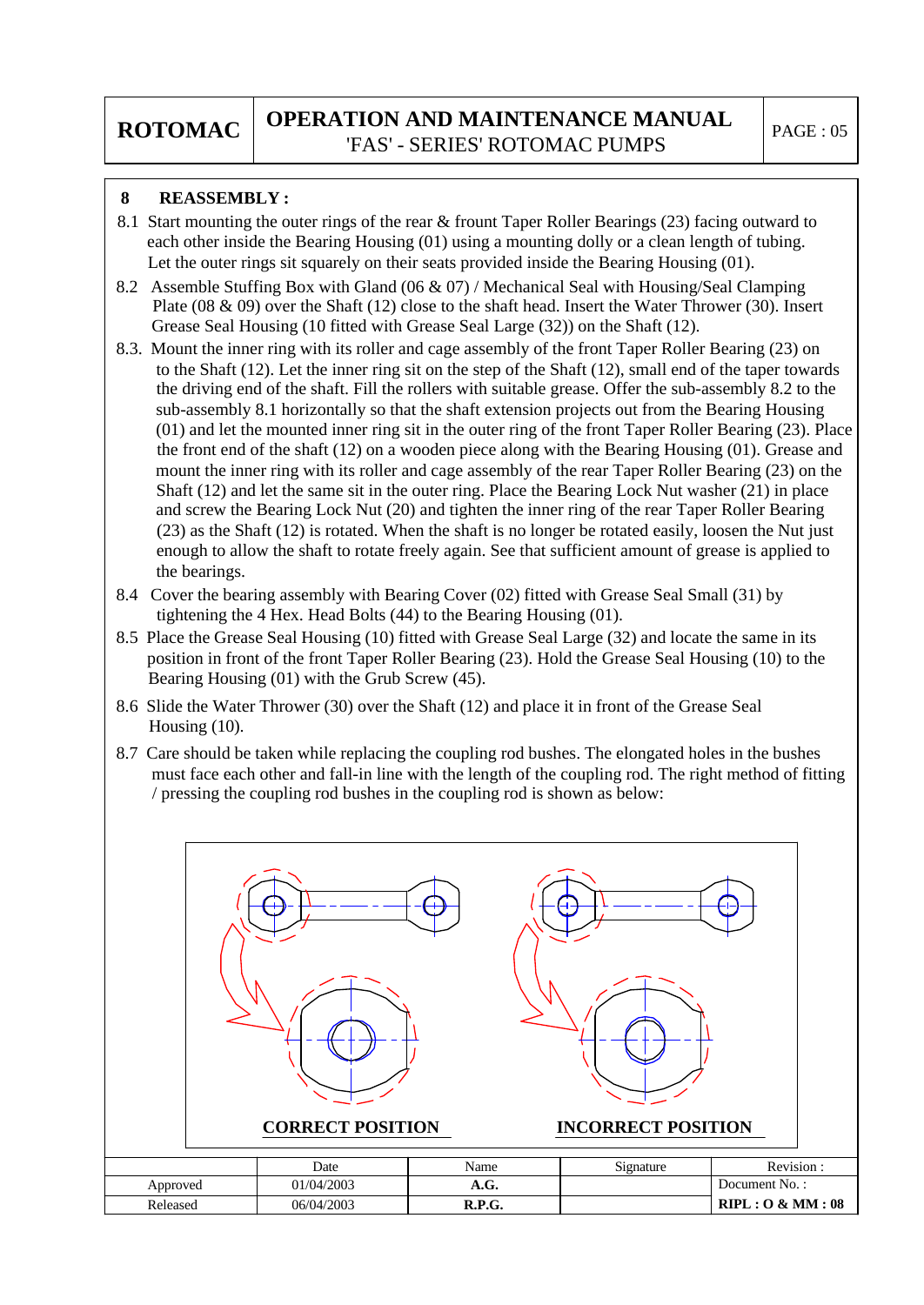## 8 REASSEMBLY :

8.1 Start mounting the outer rings of the rear & frount Taper Roller Bearings (23) facing outward to each other inside the Bearing Housing (01) using a mounting dolly or a clean length of tubing. Let the outer rings sit squarely on their seats provided inside the Bearing Housing (01).

8.2 Assemble Stuffing Box with Gland (06 & 07) / Mechanical Seal with Housing/Seal Clamping Plate (08 & 09) over the Shaft (12) close to the shaft head. Insert the Water Thrower (30). Insert Grease Seal Housing (10 fitted with Grease Seal Large (32)) on the Shaft (12).

8.3. Mount the inner ring with its roller and cage assembly of the front Taper Roller Bearing (23) on to the Shaft (12). Let the inner ring sit on the step of the Shaft (12), small end of the taper towards the driving end of the shaft. Fill the rollers with suitable grease. Offer the sub-assembly 8.2 to the sub-assembly 8.1 horizontally so that the shaft extension projects out from the Bearing Housing (01) and let the mounted inner ring sit in the outer ring of the front Taper Roller Bearing (23). Place the front end of the shaft (12) on a wooden piece along with the Bearing Housing (01). Grease and mount the inner ring with its roller and cage assembly of the rear Taper Roller Bearing (23) on the Shaft (12) and let the same sit in the outer ring. Place the Bearing Lock Nut washer (21) in place and screw the Bearing Lock Nut (20) and tighten the inner ring of the rear Taper Roller Bearing (23) as the Shaft (12) is rotated. When the shaft is no longer be rotated easily, loosen the Nut just enough to allow the shaft to rotate freely again. See that sufficient amount of grease is applied to the bearings.

8.4 Cover the bearing assembly with Bearing Cover (02) fitted with Grease Seal Small (31) by tightening the 4 Hex. Head Bolts (44) to the Bearing Housing (01).

8.5 Place the Grease Seal Housing (10) fitted with Grease Seal Large (32) and locate the same in its position in front of the front Taper Roller Bearing (23). Hold the Grease Seal Housing (10) to the Bearing Housing (01) with the Grub Screw (45).

8.6 Slide the Water Thrower (30) over the Shaft (12) and place it in front of the Grease Seal Housing (10).

8.7 Care should be taken while replacing the coupling rod bushes. The elongated holes in the bushes must face each other and fall-in line with the length of the coupling rod. The right method of fitting / pressing the coupling rod bushes in the coupling rod is shown as below:

**CORRECT POSITION** **INCORRECT POSITION**

| | Date | Name | Signature | Revision : |
|---|---|---|---|---|
| Approved | 01/04/2003 | **A.G.** | | Document No. : |
| Released | 06/04/2003 | **R.P.G.** | | **RIPL : O & MM : 08** |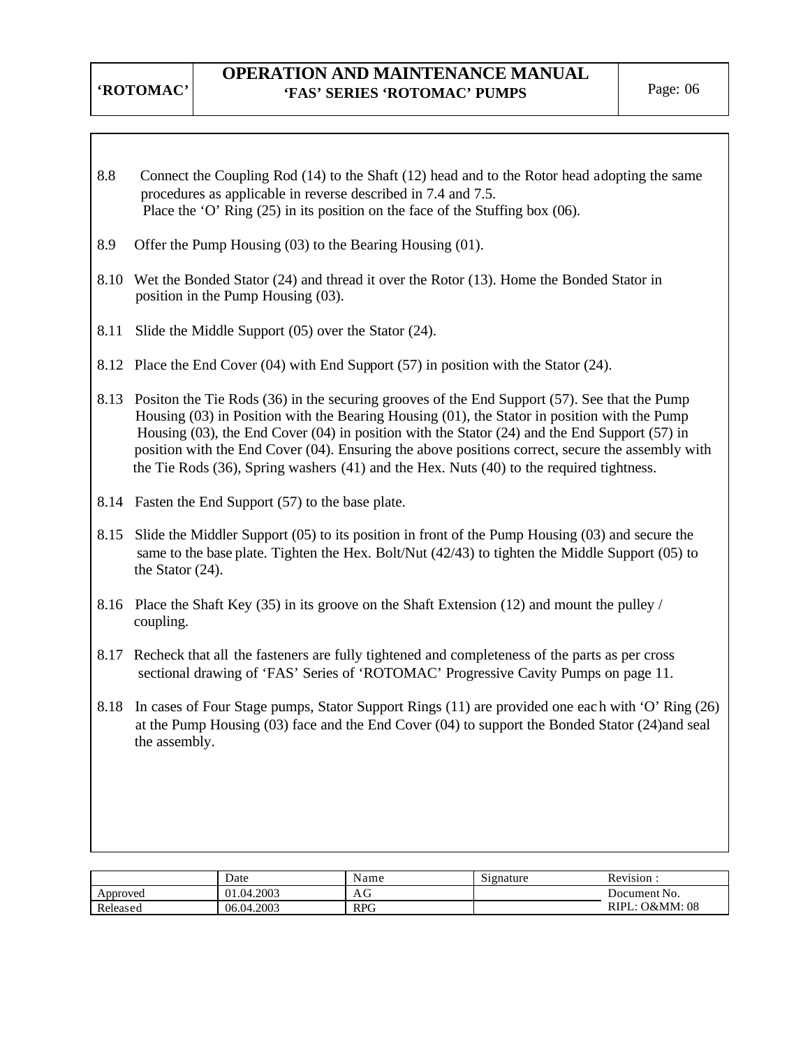8.8 Connect the Coupling Rod (14) to the Shaft (12) head and to the Rotor head adopting the same procedures as applicable in reverse described in 7.4 and 7.5.
Place the 'O' Ring (25) in its position on the face of the Stuffing box (06).

8.9 Offer the Pump Housing (03) to the Bearing Housing (01).

8.10 Wet the Bonded Stator (24) and thread it over the Rotor (13). Home the Bonded Stator in position in the Pump Housing (03).

8.11 Slide the Middle Support (05) over the Stator (24).

8.12 Place the End Cover (04) with End Support (57) in position with the Stator (24).

8.13 Positon the Tie Rods (36) in the securing grooves of the End Support (57). See that the Pump Housing (03) in Position with the Bearing Housing (01), the Stator in position with the Pump Housing (03), the End Cover (04) in position with the Stator (24) and the End Support (57) in position with the End Cover (04). Ensuring the above positions correct, secure the assembly with the Tie Rods (36), Spring washers (41) and the Hex. Nuts (40) to the required tightness.

8.14 Fasten the End Support (57) to the base plate.

8.15 Slide the Middler Support (05) to its position in front of the Pump Housing (03) and secure the same to the base plate. Tighten the Hex. Bolt/Nut (42/43) to tighten the Middle Support (05) to the Stator (24).

8.16 Place the Shaft Key (35) in its groove on the Shaft Extension (12) and mount the pulley / coupling.

8.17 Recheck that all the fasteners are fully tightened and completeness of the parts as per cross sectional drawing of 'FAS' Series of 'ROTOMAC' Progressive Cavity Pumps on page 11.

8.18 In cases of Four Stage pumps, Stator Support Rings (11) are provided one each with 'O' Ring (26) at the Pump Housing (03) face and the End Cover (04) to support the Bonded Stator (24)and seal the assembly.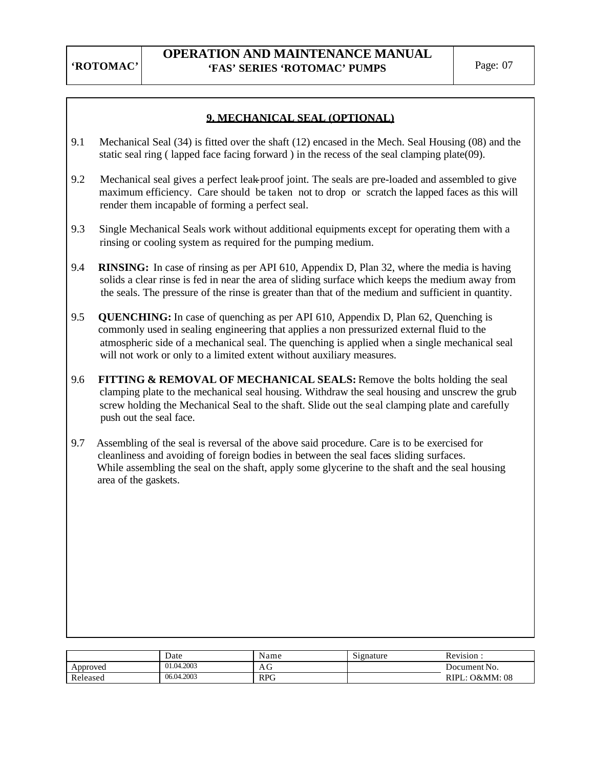## 9. MECHANICAL SEAL (OPTIONAL)

9.1 Mechanical Seal (34) is fitted over the shaft (12) encased in the Mech. Seal Housing (08) and the static seal ring ( lapped face facing forward ) in the recess of the seal clamping plate(09).

9.2 Mechanical seal gives a perfect leak-proof joint. The seals are pre-loaded and assembled to give maximum efficiency. Care should be taken not to drop or scratch the lapped faces as this will render them incapable of forming a perfect seal.

9.3 Single Mechanical Seals work without additional equipments except for operating them with a rinsing or cooling system as required for the pumping medium.

9.4 **RINSING:** In case of rinsing as per API 610, Appendix D, Plan 32, where the media is having solids a clear rinse is fed in near the area of sliding surface which keeps the medium away from the seals. The pressure of the rinse is greater than that of the medium and sufficient in quantity.

9.5 **QUENCHING:** In case of quenching as per API 610, Appendix D, Plan 62, Quenching is commonly used in sealing engineering that applies a non pressurized external fluid to the atmospheric side of a mechanical seal. The quenching is applied when a single mechanical seal will not work or only to a limited extent without auxiliary measures.

9.6 **FITTING & REMOVAL OF MECHANICAL SEALS:** Remove the bolts holding the seal clamping plate to the mechanical seal housing. Withdraw the seal housing and unscrew the grub screw holding the Mechanical Seal to the shaft. Slide out the seal clamping plate and carefully push out the seal face.

9.7 Assembling of the seal is reversal of the above said procedure. Care is to be exercised for cleanliness and avoiding of foreign bodies in between the seal faces sliding surfaces. While assembling the seal on the shaft, apply some glycerine to the shaft and the seal housing area of the gaskets.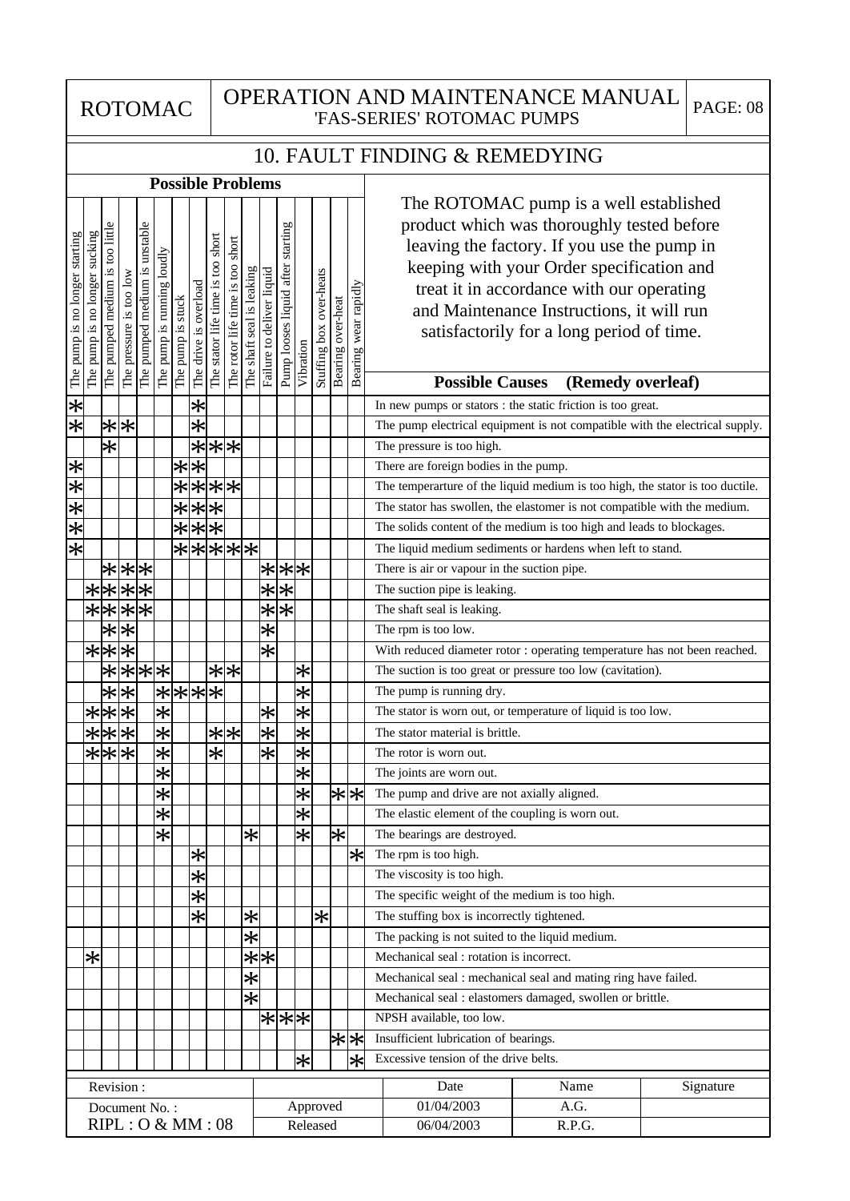# 10. FAULT FINDING & REMEDYING

The ROTOMAC pump is a well established product which was thoroughly tested before leaving the factory. If you use the pump in keeping with your Order specification and treat it in accordance with our operating and Maintenance Instructions, it will run satisfactorily for a long period of time.

## Possible Problems

| The pump is no longer starting | The pump is no longer sucking | The pumped medium is too little | The pressure is too low | The pumped medium is unstable | The pump is running loudly | The pump is stuck | The drive is overload | The stator life time is too short | The rotor life time is too short | The shaft seal is leaking | Failure to deliver liquid | Pump looses liquid after starting | Vibration | Stuffing box over-heats | Bearing over-heat | Bearing wear rapidly | **Possible Causes (Remedy overleaf)** |
|---|---|---|---|---|---|---|---|---|---|---|---|---|---|---|---|---|---|
| * | | | | | | | * | | | | | | | | | | In new pumps or stators : the static friction is too great. |
| * | | * | * | | | | * | | | | | | | | | | The pump electrical equipment is not compatible with the electrical supply. |
| | | * | | | | | * | * | * | | | | | | | | The pressure is too high. |
| * | | | | | | * | * | | | | | | | | | | There are foreign bodies in the pump. |
| * | | | | | | * | * | * | * | | | | | | | | The temperarture of the liquid medium is too high, the stator is too ductile. |
| * | | | | | | * | * | * | | | | | | | | | The stator has swollen, the elastomer is not compatible with the medium. |
| * | | | | | | * | * | * | | | | | | | | | The solids content of the medium is too high and leads to blockages. |
| * | | | | | | * | * | * | * | * | | | | | | | The liquid medium sediments or hardens when left to stand. |
| | | * | * | * | | | | | | | * | * | * | | | | There is air or vapour in the suction pipe. |
| | * | * | * | * | | | | | | | * | * | | | | | The suction pipe is leaking. |
| | * | * | * | * | | | | | | | * | * | | | | | The shaft seal is leaking. |
| | | * | * | | | | | | | | * | | | | | | The rpm is too low. |
| | * | * | * | | | | | | | | * | | | | | | With reduced diameter rotor : operating temperature has not been reached. |
| | | * | * | * | * | | | * | * | | | | * | | | | The suction is too great or pressure too low (cavitation). |
| | | * | * | | * | * | * | * | | | | | * | | | | The pump is running dry. |
| | * | * | * | | * | | | | | | * | | * | | | | The stator is worn out, or temperature of liquid is too low. |
| | * | * | * | | * | | | * | * | | * | | * | | | | The stator material is brittle. |
| | * | * | * | | * | | | * | | | * | | * | | | | The rotor is worn out. |
| | | | | | * | | | | | | | | * | | | | The joints are worn out. |
| | | | | | * | | | | | | | | * | | * | * | The pump and drive are not axially aligned. |
| | | | | | * | | | | | | | | * | | | | The elastic element of the coupling is worn out. |
| | | | | | * | | | | | * | | | * | | * | | The bearings are destroyed. |
| | | | | | | | * | | | | | | | | | * | The rpm is too high. |
| | | | | | | | * | | | | | | | | | | The viscosity is too high. |
| | | | | | | | * | | | | | | | | | | The specific weight of the medium is too high. |
| | | | | | | | * | | | * | | | | * | | | The stuffing box is incorrectly tightened. |
| | | | | | | | | | | * | | | | | | | The packing is not suited to the liquid medium. |
| | * | | | | | | | | | * | * | | | | | | Mechanical seal : rotation is incorrect. |
| | | | | | | | | | | * | | | | | | | Mechanical seal : mechanical seal and mating ring have failed. |
| | | | | | | | | | | * | | | | | | | Mechanical seal : elastomers damaged, swollen or brittle. |
| | | | | | | | | | | | * | * | * | | | | NPSH available, too low. |
| | | | | | | | | | | | | | | | * | * | Insufficient lubrication of bearings. |
| | | | | | | | | | | | | | * | | | * | Excessive tension of the drive belts. |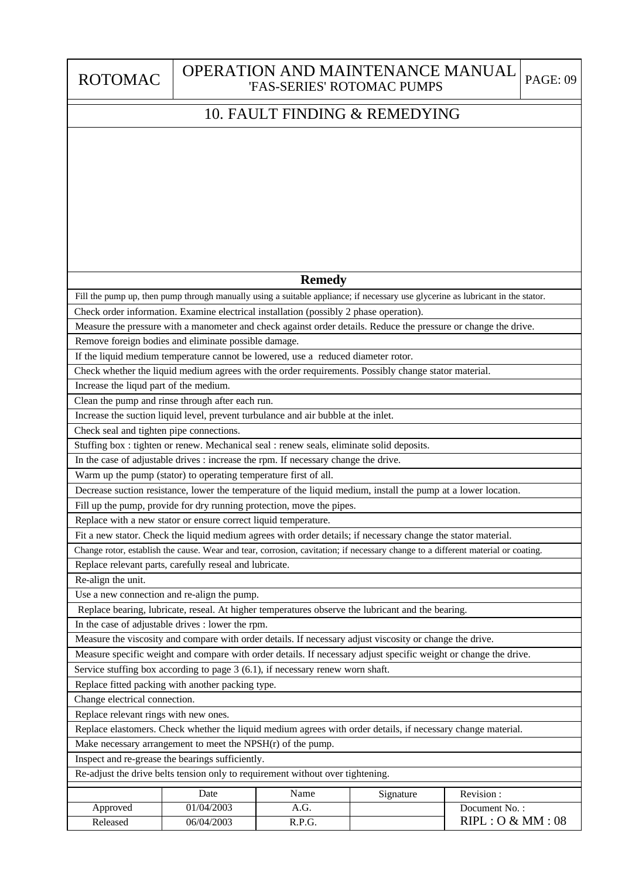# 10. FAULT FINDING & REMEDYING

| Remedy |
|---|
| Fill the pump up, then pump through manually using a suitable appliance; if necessary use glycerine as lubricant in the stator. |
| Check order information. Examine electrical installation (possibly 2 phase operation). |
| Measure the pressure with a manometer and check against order details. Reduce the pressure or change the drive. |
| Remove foreign bodies and eliminate possible damage. |
| If the liquid medium temperature cannot be lowered, use a reduced diameter rotor. |
| Check whether the liquid medium agrees with the order requirements. Possibly change stator material. |
| Increase the liqud part of the medium. |
| Clean the pump and rinse through after each run. |
| Increase the suction liquid level, prevent turbulance and air bubble at the inlet. |
| Check seal and tighten pipe connections. |
| Stuffing box : tighten or renew. Mechanical seal : renew seals, eliminate solid deposits. |
| In the case of adjustable drives : increase the rpm. If necessary change the drive. |
| Warm up the pump (stator) to operating temperature first of all. |
| Decrease suction resistance, lower the temperature of the liquid medium, install the pump at a lower location. |
| Fill up the pump, provide for dry running protection, move the pipes. |
| Replace with a new stator or ensure correct liquid temperature. |
| Fit a new stator. Check the liquid medium agrees with order details; if necessary change the stator material. |
| Change rotor, establish the cause. Wear and tear, corrosion, cavitation; if necessary change to a different material or coating. |
| Replace relevant parts, carefully reseal and lubricate. |
| Re-align the unit. |
| Use a new connection and re-align the pump. |
| Replace bearing, lubricate, reseal. At higher temperatures observe the lubricant and the bearing. |
| In the case of adjustable drives : lower the rpm. |
| Measure the viscosity and compare with order details. If necessary adjust viscosity or change the drive. |
| Measure specific weight and compare with order details. If necessary adjust specific weight or change the drive. |
| Service stuffing box according to page 3 (6.1), if necessary renew worn shaft. |
| Replace fitted packing with another packing type. |
| Change electrical connection. |
| Replace relevant rings with new ones. |
| Replace elastomers. Check whether the liquid medium agrees with order details, if necessary change material. |
| Make necessary arrangement to meet the NPSH(r) of the pump. |
| Inspect and re-grease the bearings sufficiently. |
| Re-adjust the drive belts tension only to requirement without over tightening. |

| | Date | Name | Signature | Revision : |
|---|---|---|---|---|
| Approved | 01/04/2003 | A.G. | | Document No. : |
| Released | 06/04/2003 | R.P.G. | | RIPL : O & MM : 08 |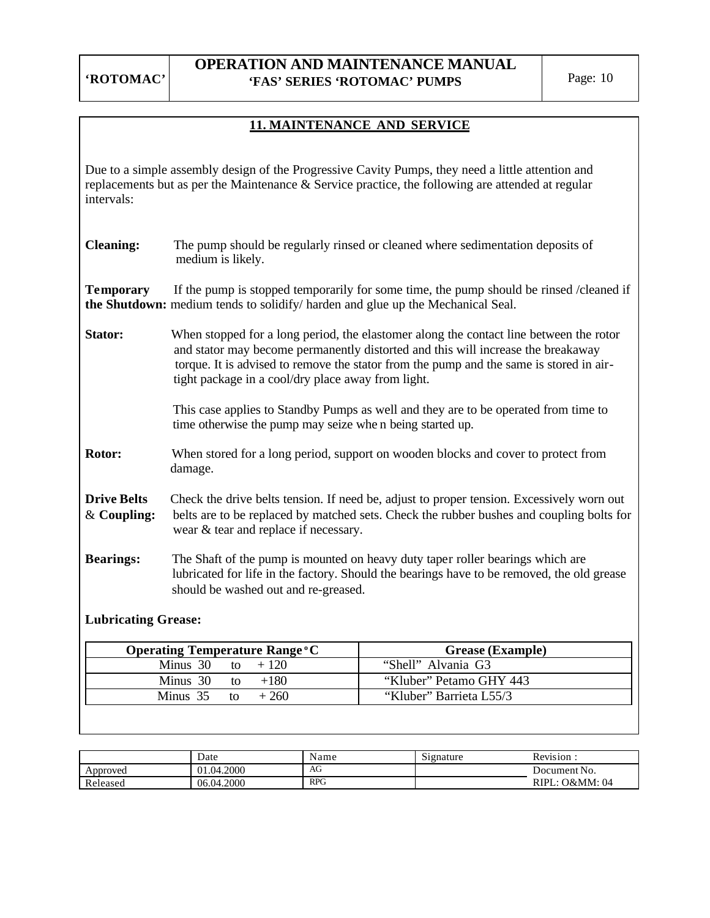## 11. MAINTENANCE AND SERVICE

Due to a simple assembly design of the Progressive Cavity Pumps, they need a little attention and replacements but as per the Maintenance & Service practice, the following are attended at regular intervals:

**Cleaning:** The pump should be regularly rinsed or cleaned where sedimentation deposits of medium is likely.

**Temporary the Shutdown:** If the pump is stopped temporarily for some time, the pump should be rinsed /cleaned if medium tends to solidify/ harden and glue up the Mechanical Seal.

**Stator:** When stopped for a long period, the elastomer along the contact line between the rotor and stator may become permanently distorted and this will increase the breakaway torque. It is advised to remove the stator from the pump and the same is stored in air-tight package in a cool/dry place away from light.

This case applies to Standby Pumps as well and they are to be operated from time to time otherwise the pump may seize whe n being started up.

**Rotor:** When stored for a long period, support on wooden blocks and cover to protect from damage.

**Drive Belts & Coupling:** Check the drive belts tension. If need be, adjust to proper tension. Excessively worn out belts are to be replaced by matched sets. Check the rubber bushes and coupling bolts for wear & tear and replace if necessary.

**Bearings:** The Shaft of the pump is mounted on heavy duty taper roller bearings which are lubricated for life in the factory. Should the bearings have to be removed, the old grease should be washed out and re-greased.

**Lubricating Grease:**

| Operating Temperature Range °C | Grease (Example) |
|---|---|
| Minus 30 to + 120 | "Shell" Alvania G3 |
| Minus 30 to +180 | "Kluber" Petamo GHY 443 |
| Minus 35 to + 260 | "Kluber" Barrieta L55/3 |

| | Date | Name | Signature | Revision : |
|---|---|---|---|---|
| Approved | 01.04.2000 | AG | | Document No. |
| Released | 06.04.2000 | RPG | | RIPL: O&MM: 04 |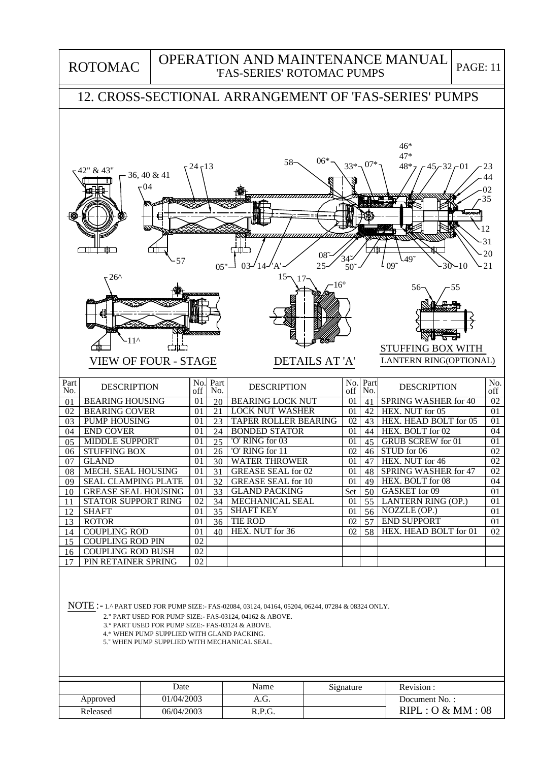## 12. CROSS-SECTIONAL ARRANGEMENT OF 'FAS-SERIES' PUMPS

VIEW OF FOUR - STAGE

DETAILS AT 'A'

STUFFING BOX WITH LANTERN RING(OPTIONAL)

| Part No. | DESCRIPTION | No. off | Part No. | DESCRIPTION | No. off | Part No. | DESCRIPTION | No. off |
|---|---|---|---|---|---|---|---|---|
| 01 | BEARING HOUSING | 01 | 20 | BEARING LOCK NUT | 01 | 41 | SPRING WASHER for 40 | 02 |
| 02 | BEARING COVER | 01 | 21 | LOCK NUT WASHER | 01 | 42 | HEX. NUT for 05 | 01 |
| 03 | PUMP HOUSING | 01 | 23 | TAPER ROLLER BEARING | 02 | 43 | HEX. HEAD BOLT for 05 | 01 |
| 04 | END COVER | 01 | 24 | BONDED STATOR | 01 | 44 | HEX. BOLT for 02 | 04 |
| 05 | MIDDLE SUPPORT | 01 | 25 | 'O' RING for 03 | 01 | 45 | GRUB SCREW for 01 | 01 |
| 06 | STUFFING BOX | 01 | 26 | 'O' RING for 11 | 02 | 46 | STUD for 06 | 02 |
| 07 | GLAND | 01 | 30 | WATER THROWER | 01 | 47 | HEX. NUT for 46 | 02 |
| 08 | MECH. SEAL HOUSING | 01 | 31 | GREASE SEAL for 02 | 01 | 48 | SPRING WASHER for 47 | 02 |
| 09 | SEAL CLAMPING PLATE | 01 | 32 | GREASE SEAL for 10 | 01 | 49 | HEX. BOLT for 08 | 04 |
| 10 | GREASE SEAL HOUSING | 01 | 33 | GLAND PACKING | Set | 50 | GASKET for 09 | 01 |
| 11 | STATOR SUPPORT RING | 02 | 34 | MECHANICAL SEAL | 01 | 55 | LANTERN RING (OP.) | 01 |
| 12 | SHAFT | 01 | 35 | SHAFT KEY | 01 | 56 | NOZZLE (OP.) | 01 |
| 13 | ROTOR | 01 | 36 | TIE ROD | 02 | 57 | END SUPPORT | 01 |
| 14 | COUPLING ROD | 01 | 40 | HEX. NUT for 36 | 02 | 58 | HEX. HEAD BOLT for 01 | 02 |
| 15 | COUPLING ROD PIN | 02 | | | | | | |
| 16 | COUPLING ROD BUSH | 02 | | | | | | |
| 17 | PIN RETAINER SPRING | 02 | | | | | | |

NOTE :-
1.^ PART USED FOR PUMP SIZE:- FAS-02084, 03124, 04164, 05204, 06244, 07284 & 08324 ONLY.
2." PART USED FOR PUMP SIZE:- FAS-03124, 04162 & ABOVE.
3.° PART USED FOR PUMP SIZE:- FAS-03124 & ABOVE.
4.* WHEN PUMP SUPPLIED WITH GLAND PACKING.
5.˜ WHEN PUMP SUPPLIED WITH MECHANICAL SEAL.

| | Date | Name | Signature | Revision : |
|---|---|---|---|---|
| Approved | 01/04/2003 | A.G. | | Document No. : |
| Released | 06/04/2003 | R.P.G. | | RIPL : O & MM : 08 |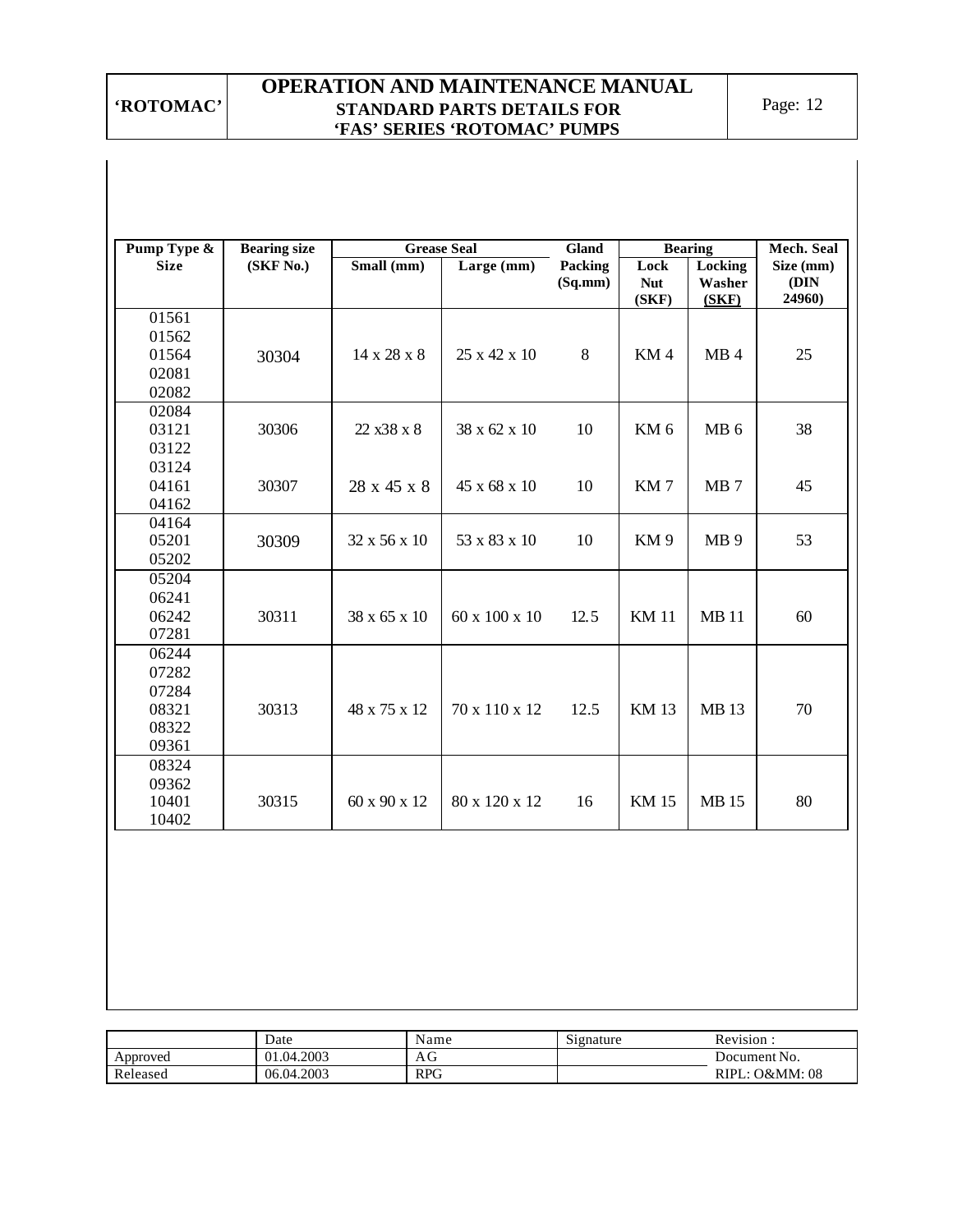# OPERATION AND MAINTENANCE MANUAL

## STANDARD PARTS DETAILS FOR 'FAS' SERIES 'ROTOMAC' PUMPS

| Pump Type & Size | Bearing size (SKF No.) | Grease Seal | | Gland Packing (Sq.mm) | Bearing | | Mech. Seal Size (mm) (DIN 24960) |
|---|---|---|---|---|---|---|---|
| | | Small (mm) | Large (mm) | | Lock Nut (SKF) | Locking Washer (SKF) | |
| 01561<br>01562<br>01564<br>02081<br>02082 | 30304 | 14 x 28 x 8 | 25 x 42 x 10 | 8 | KM 4 | MB 4 | 25 |
| 02084<br>03121<br>03122 | 30306 | 22 x38 x 8 | 38 x 62 x 10 | 10 | KM 6 | MB 6 | 38 |
| 03124<br>04161<br>04162 | 30307 | 28 x 45 x 8 | 45 x 68 x 10 | 10 | KM 7 | MB 7 | 45 |
| 04164<br>05201<br>05202 | 30309 | 32 x 56 x 10 | 53 x 83 x 10 | 10 | KM 9 | MB 9 | 53 |
| 05204<br>06241<br>06242<br>07281 | 30311 | 38 x 65 x 10 | 60 x 100 x 10 | 12.5 | KM 11 | MB 11 | 60 |
| 06244<br>07282<br>07284<br>08321<br>08322<br>09361 | 30313 | 48 x 75 x 12 | 70 x 110 x 12 | 12.5 | KM 13 | MB 13 | 70 |
| 08324<br>09362<br>10401<br>10402 | 30315 | 60 x 90 x 12 | 80 x 120 x 12 | 16 | KM 15 | MB 15 | 80 |

| | Date | Name | Signature | Revision : |
|---|---|---|---|---|
| Approved | 01.04.2003 | AG | | Document No. |
| Released | 06.04.2003 | RPG | | RIPL: O&MM: 08 |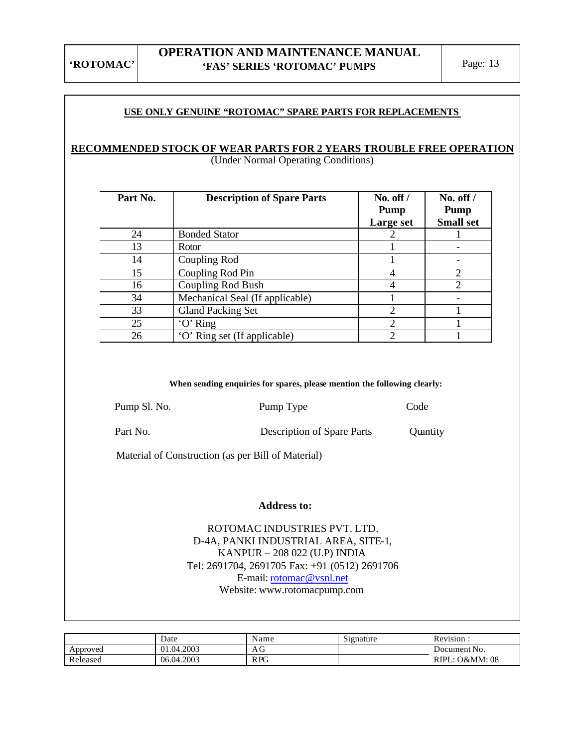**USE ONLY GENUINE "ROTOMAC" SPARE PARTS FOR REPLACEMENTS**

**RECOMMENDED STOCK OF WEAR PARTS FOR 2 YEARS TROUBLE FREE OPERATION**
(Under Normal Operating Conditions)

| Part No. | Description of Spare Parts | No. off / Pump Large set | No. off / Pump Small set |
|---|---|---|---|
| 24 | Bonded Stator | 2 | 1 |
| 13 | Rotor | 1 | - |
| 14 | Coupling Rod | 1 | - |
| 15 | Coupling Rod Pin | 4 | 2 |
| 16 | Coupling Rod Bush | 4 | 2 |
| 34 | Mechanical Seal (If applicable) | 1 | - |
| 33 | Gland Packing Set | 2 | 1 |
| 25 | 'O' Ring | 2 | 1 |
| 26 | 'O' Ring set (If applicable) | 2 | 1 |

**When sending enquiries for spares, please mention the following clearly:**

Pump Sl. No. Pump Type Code

Part No. Description of Spare Parts Quantity

Material of Construction (as per Bill of Material)

**Address to:**

ROTOMAC INDUSTRIES PVT. LTD.
D-4A, PANKI INDUSTRIAL AREA, SITE-1,
KANPUR – 208 022 (U.P) INDIA
Tel: 2691704, 2691705 Fax: +91 (0512) 2691706
E-mail: rotomac@vsnl.net
Website: www.rotomacpump.com

| | Date | Name | Signature | Revision : |
|---|---|---|---|---|
| Approved | 01.04.2003 | AG | | Document No. |
| Released | 06.04.2003 | RPG | | RIPL: O&MM: 08 |